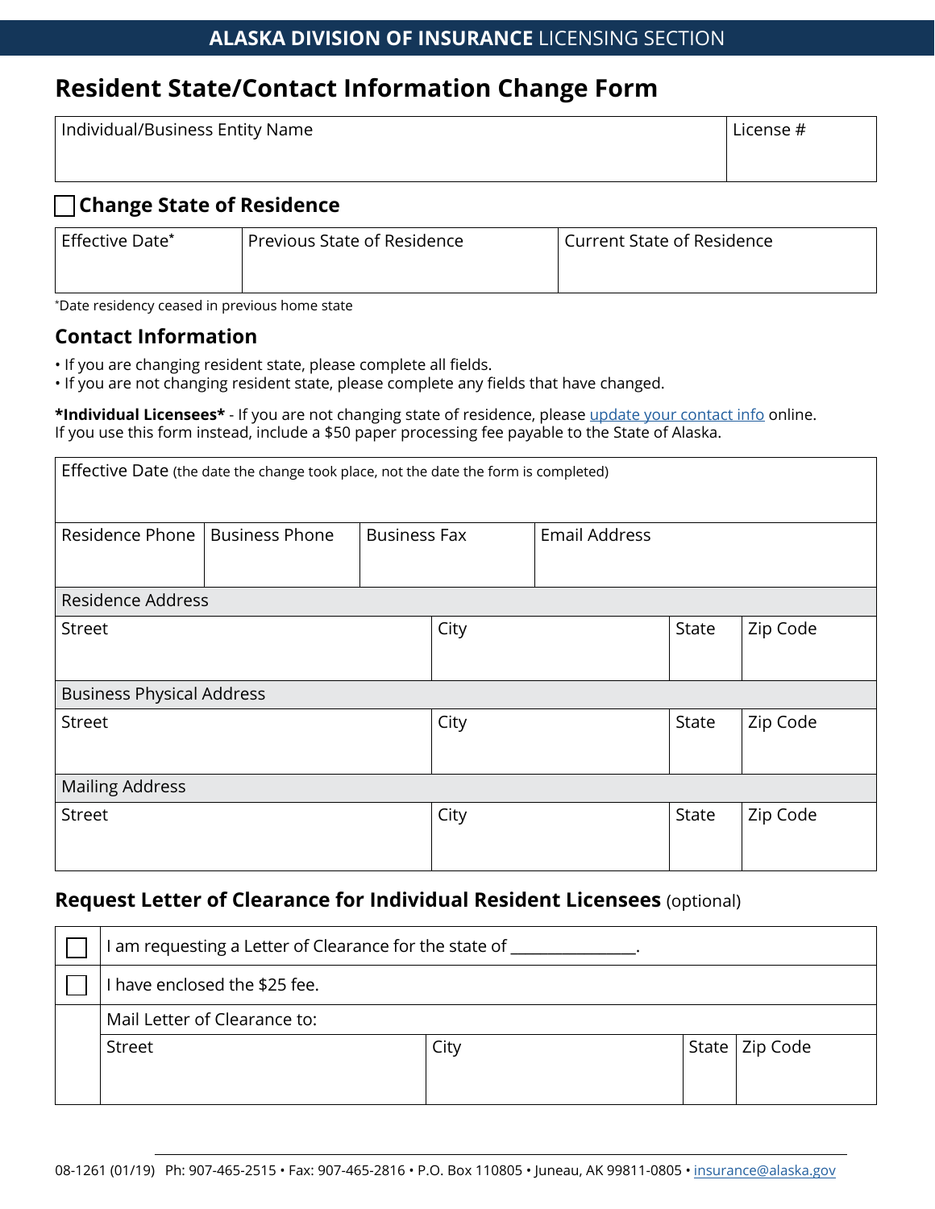**ALASKA DIVISION OF INSURANCE** LICENSING SECTION

# Resident State/Contact Information Change Form

| Individual/Business Entity Name | License # |
|---|---|
| | |

## ☐ Change State of Residence

| Effective Date* | Previous State of Residence | Current State of Residence |
|---|---|---|
| | | |

*Date residency ceased in previous home state

## Contact Information

- If you are changing resident state, please complete all fields.
- If you are not changing resident state, please complete any fields that have changed.

***Individual Licensees*** - If you are not changing state of residence, please update your contact info online. If you use this form instead, include a $50 paper processing fee payable to the State of Alaska.

| Effective Date (the date the change took place, not the date the form is completed) | | | |
|---|---|---|---|
| **Residence Phone** | **Business Phone** | **Business Fax** | **Email Address** |
| | | | |

| Residence Address | | | |
|---|---|---|---|
| Street | City | State | Zip Code |
| | | | |
| **Business Physical Address** | | | |
| Street | City | State | Zip Code |
| | | | |
| **Mailing Address** | | | |
| Street | City | State | Zip Code |
| | | | |

## Request Letter of Clearance for Individual Resident Licensees (optional)

| | | | | |
|---|---|---|---|---|
| ☐ | I am requesting a Letter of Clearance for the state of _______________. | | | |
| ☐ | I have enclosed the $25 fee. | | | |
| | Mail Letter of Clearance to: | | | |
| | Street | City | State | Zip Code |
| | | | | |

08-1261 (01/19) Ph: 907-465-2515 • Fax: 907-465-2816 • P.O. Box 110805 • Juneau, AK 99811-0805 • insurance@alaska.gov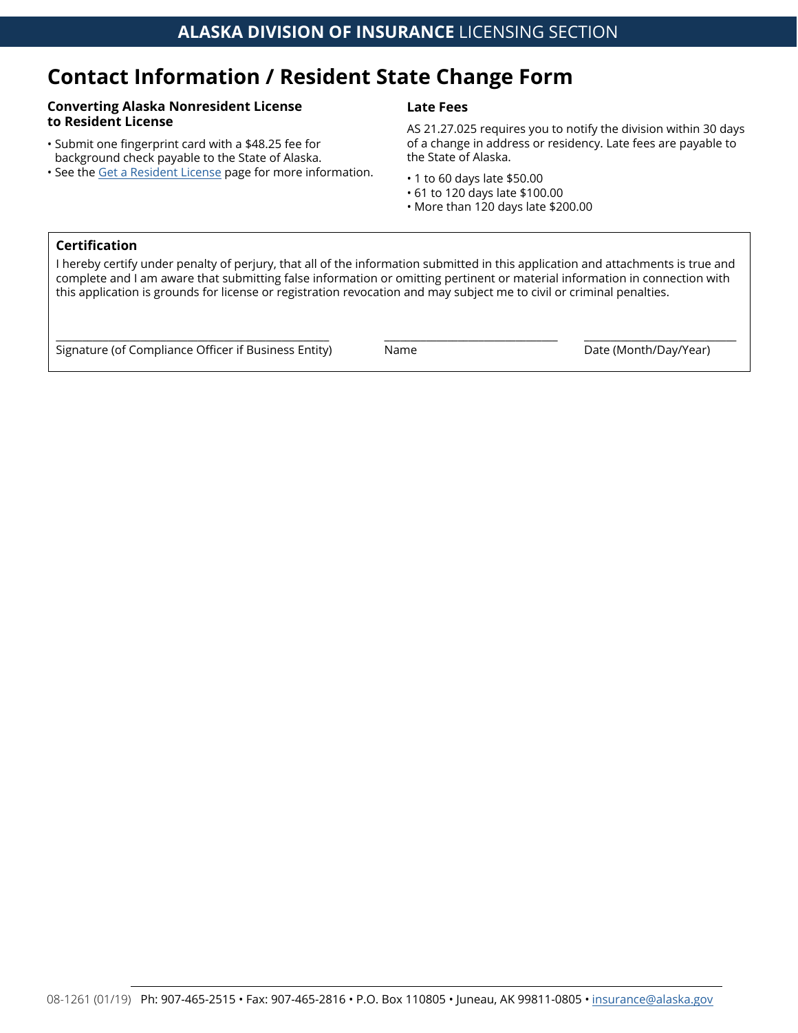# Contact Information / Resident State Change Form

## Converting Alaska Nonresident License to Resident License

- Submit one fingerprint card with a $48.25 fee for background check payable to the State of Alaska.
- See the Get a Resident License page for more information.

## Late Fees

AS 21.27.025 requires you to notify the division within 30 days of a change in address or residency. Late fees are payable to the State of Alaska.

- 1 to 60 days late $50.00
- 61 to 120 days late $100.00
- More than 120 days late $200.00

## Certification

I hereby certify under penalty of perjury, that all of the information submitted in this application and attachments is true and complete and I am aware that submitting false information or omitting pertinent or material information in connection with this application is grounds for license or registration revocation and may subject me to civil or criminal penalties.

_________________________ Signature (of Compliance Officer if Business Entity)

_________________________ Name

_________________________ Date (Month/Day/Year)

08-1261 (01/19) Ph: 907-465-2515 • Fax: 907-465-2816 • P.O. Box 110805 • Juneau, AK 99811-0805 • insurance@alaska.gov